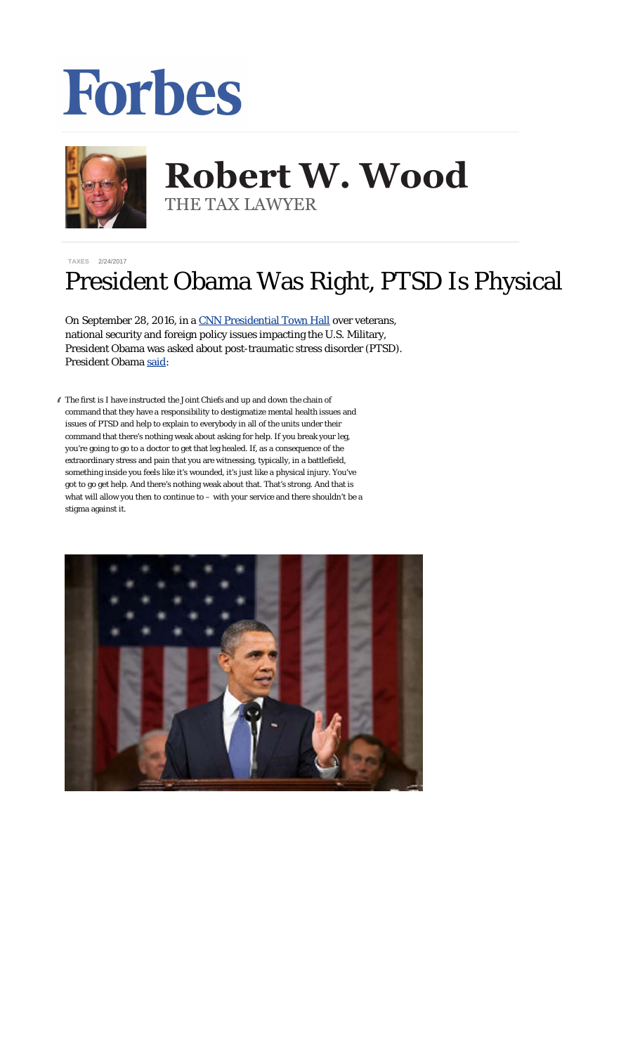Forbes

# Robert W. Wood

THE TAX LAWYER

TAXES 2/24/2017

# President Obama Was Right, PTSD Is Physical

On September 28, 2016, in a CNN Presidential Town Hall over veterans, national security and foreign policy issues impacting the U.S. Military, President Obama was asked about post-traumatic stress disorder (PTSD). President Obama said:

> The first is I have instructed the Joint Chiefs and up and down the chain of command that they have a responsibility to destigmatize mental health issues and issues of PTSD and help to explain to everybody in all of the units under their command that there's nothing weak about asking for help. If you break your leg, you're going to go to a doctor to get that leg healed. If, as a consequence of the extraordinary stress and pain that you are witnessing, typically, in a battlefield, something inside you feels like it's wounded, it's just like a physical injury. You've got to go get help. And there's nothing weak about that. That's strong. And that is what will allow you then to continue to – with your service and there shouldn't be a stigma against it.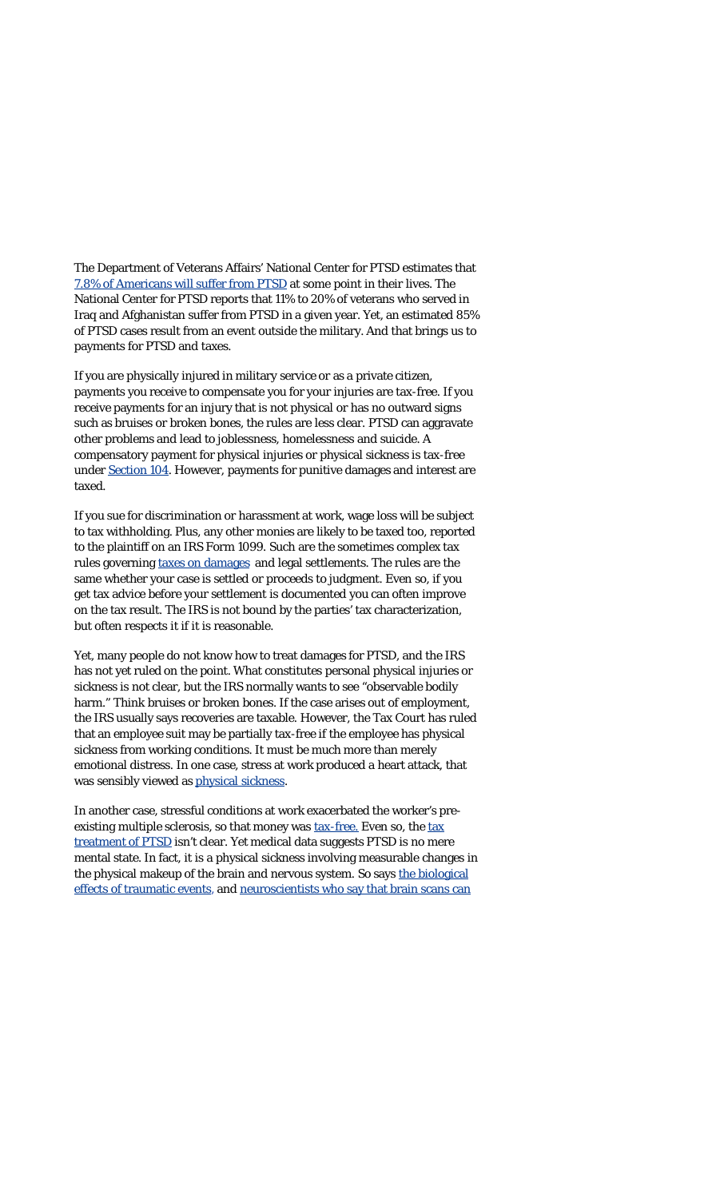The Department of Veterans Affairs' National Center for PTSD estimates that 7.8% of Americans will suffer from PTSD at some point in their lives. The National Center for PTSD reports that 11% to 20% of veterans who served in Iraq and Afghanistan suffer from PTSD in a given year. Yet, an estimated 85% of PTSD cases result from an event outside the military. And that brings us to payments for PTSD and taxes.

If you are physically injured in military service or as a private citizen, payments you receive to compensate you for your injuries are tax-free. If you receive payments for an injury that is not physical or has no outward signs such as bruises or broken bones, the rules are less clear. PTSD can aggravate other problems and lead to joblessness, homelessness and suicide. A compensatory payment for physical injuries or physical sickness is tax-free under Section 104. However, payments for punitive damages and interest are taxed.

If you sue for discrimination or harassment at work, wage loss will be subject to tax withholding. Plus, any other monies are likely to be taxed too, reported to the plaintiff on an IRS Form 1099. Such are the sometimes complex tax rules governing taxes on damages and legal settlements. The rules are the same whether your case is settled or proceeds to judgment. Even so, if you get tax advice before your settlement is documented you can often improve on the tax result. The IRS is not bound by the parties' tax characterization, but often respects it if it is reasonable.

Yet, many people do not know how to treat damages for PTSD, and the IRS has not yet ruled on the point. What constitutes personal physical injuries or sickness is not clear, but the IRS normally wants to see "observable bodily harm." Think bruises or broken bones. If the case arises out of employment, the IRS usually says recoveries are taxable. However, the Tax Court has ruled that an employee suit may be partially tax-free if the employee has physical sickness from working conditions. It must be much more than merely emotional distress. In one case, stress at work produced a heart attack, that was sensibly viewed as physical sickness.

In another case, stressful conditions at work exacerbated the worker's pre-existing multiple sclerosis, so that money was tax-free. Even so, the tax treatment of PTSD isn't clear. Yet medical data suggests PTSD is no mere mental state. In fact, it is a physical sickness involving measurable changes in the physical makeup of the brain and nervous system. So says the biological effects of traumatic events, and neuroscientists who say that brain scans can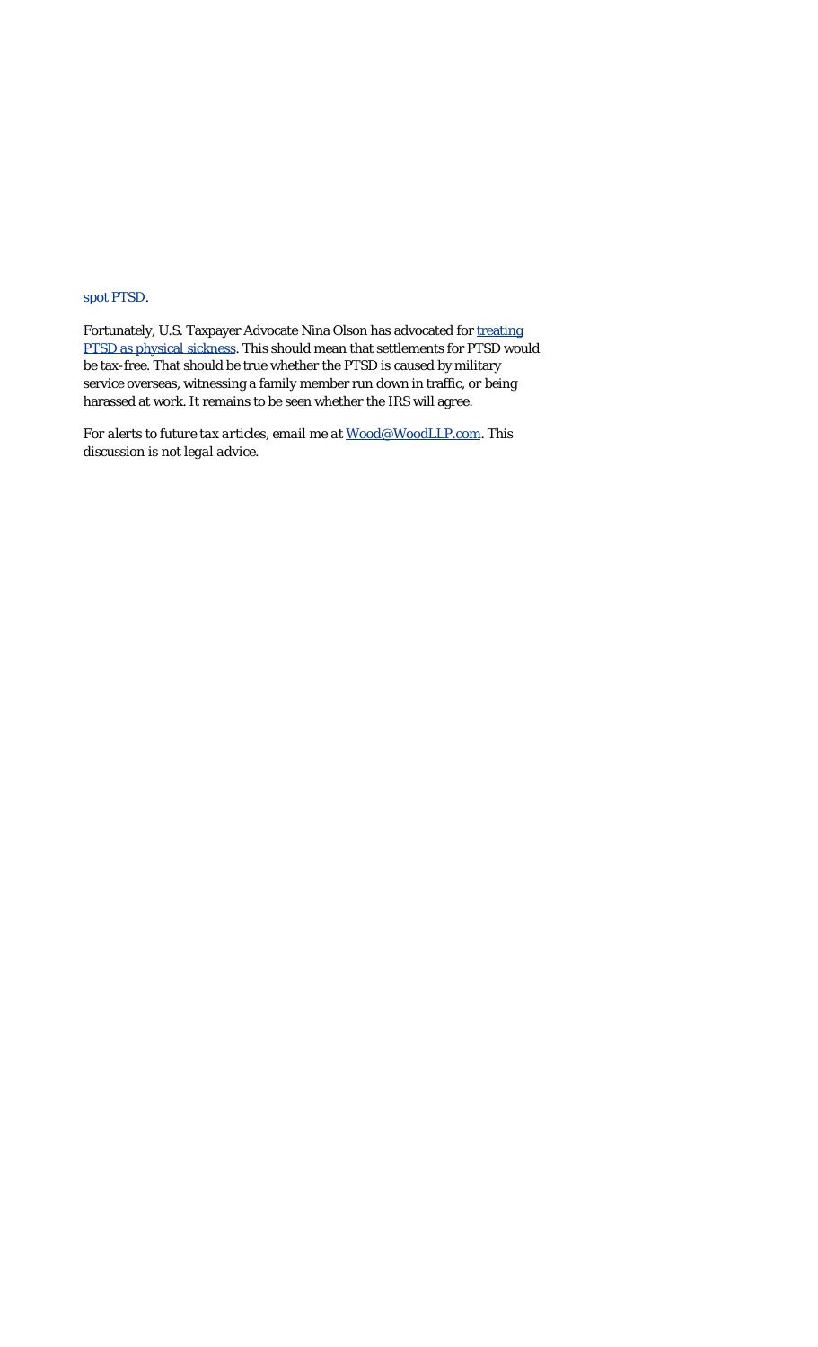spot PTSD.

Fortunately, U.S. Taxpayer Advocate Nina Olson has advocated for treating PTSD as physical sickness. This should mean that settlements for PTSD would be tax-free. That should be true whether the PTSD is caused by military service overseas, witnessing a family member run down in traffic, or being harassed at work. It remains to be seen whether the IRS will agree.

*For alerts to future tax articles, email me at* Wood@WoodLLP.com. *This discussion is not legal advice.*